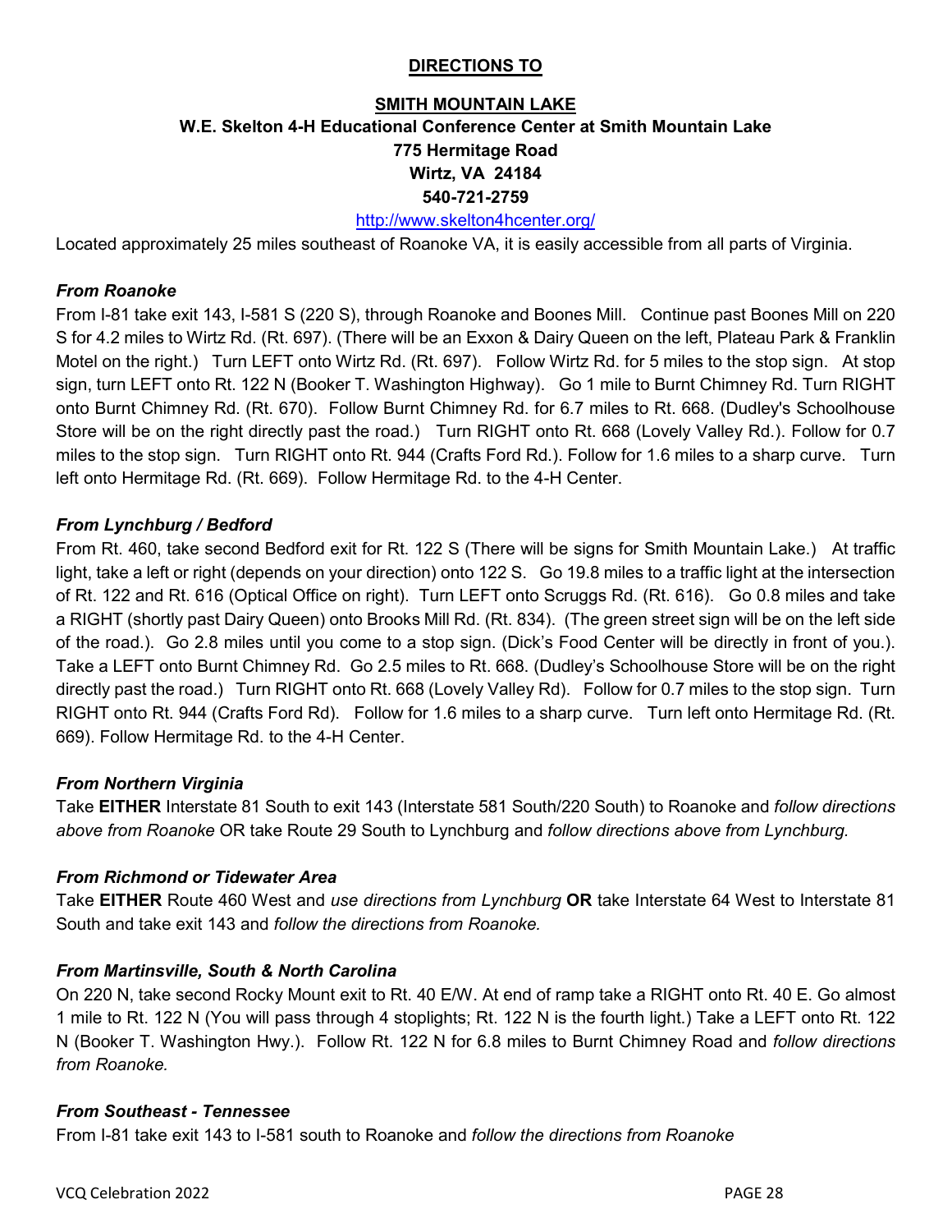# DIRECTIONS TO

## SMITH MOUNTAIN LAKE

**W.E. Skelton 4-H Educational Conference Center at Smith Mountain Lake**
**775 Hermitage Road**
**Wirtz, VA 24184**
**540-721-2759**

http://www.skelton4hcenter.org/

Located approximately 25 miles southeast of Roanoke VA, it is easily accessible from all parts of Virginia.

### *From Roanoke*

From I-81 take exit 143, I-581 S (220 S), through Roanoke and Boones Mill. Continue past Boones Mill on 220 S for 4.2 miles to Wirtz Rd. (Rt. 697). (There will be an Exxon & Dairy Queen on the left, Plateau Park & Franklin Motel on the right.) Turn LEFT onto Wirtz Rd. (Rt. 697). Follow Wirtz Rd. for 5 miles to the stop sign. At stop sign, turn LEFT onto Rt. 122 N (Booker T. Washington Highway). Go 1 mile to Burnt Chimney Rd. Turn RIGHT onto Burnt Chimney Rd. (Rt. 670). Follow Burnt Chimney Rd. for 6.7 miles to Rt. 668. (Dudley's Schoolhouse Store will be on the right directly past the road.) Turn RIGHT onto Rt. 668 (Lovely Valley Rd.). Follow for 0.7 miles to the stop sign. Turn RIGHT onto Rt. 944 (Crafts Ford Rd.). Follow for 1.6 miles to a sharp curve. Turn left onto Hermitage Rd. (Rt. 669). Follow Hermitage Rd. to the 4-H Center.

### *From Lynchburg / Bedford*

From Rt. 460, take second Bedford exit for Rt. 122 S (There will be signs for Smith Mountain Lake.) At traffic light, take a left or right (depends on your direction) onto 122 S. Go 19.8 miles to a traffic light at the intersection of Rt. 122 and Rt. 616 (Optical Office on right). Turn LEFT onto Scruggs Rd. (Rt. 616). Go 0.8 miles and take a RIGHT (shortly past Dairy Queen) onto Brooks Mill Rd. (Rt. 834). (The green street sign will be on the left side of the road.). Go 2.8 miles until you come to a stop sign. (Dick's Food Center will be directly in front of you.). Take a LEFT onto Burnt Chimney Rd. Go 2.5 miles to Rt. 668. (Dudley's Schoolhouse Store will be on the right directly past the road.) Turn RIGHT onto Rt. 668 (Lovely Valley Rd). Follow for 0.7 miles to the stop sign. Turn RIGHT onto Rt. 944 (Crafts Ford Rd). Follow for 1.6 miles to a sharp curve. Turn left onto Hermitage Rd. (Rt. 669). Follow Hermitage Rd. to the 4-H Center.

### *From Northern Virginia*

Take **EITHER** Interstate 81 South to exit 143 (Interstate 581 South/220 South) to Roanoke and *follow directions above from Roanoke* OR take Route 29 South to Lynchburg and *follow directions above from Lynchburg.*

### *From Richmond or Tidewater Area*

Take **EITHER** Route 460 West and *use directions from Lynchburg* **OR** take Interstate 64 West to Interstate 81 South and take exit 143 and *follow the directions from Roanoke.*

### *From Martinsville, South & North Carolina*

On 220 N, take second Rocky Mount exit to Rt. 40 E/W. At end of ramp take a RIGHT onto Rt. 40 E. Go almost 1 mile to Rt. 122 N (You will pass through 4 stoplights; Rt. 122 N is the fourth light.) Take a LEFT onto Rt. 122 N (Booker T. Washington Hwy.). Follow Rt. 122 N for 6.8 miles to Burnt Chimney Road and *follow directions from Roanoke.*

### *From Southeast - Tennessee*

From I-81 take exit 143 to I-581 south to Roanoke and *follow the directions from Roanoke*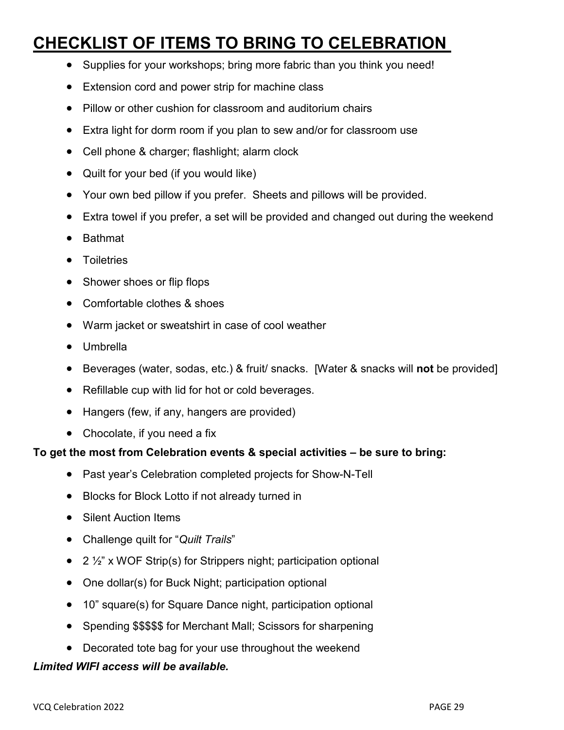# CHECKLIST OF ITEMS TO BRING TO CELEBRATION

- Supplies for your workshops; bring more fabric than you think you need!
- Extension cord and power strip for machine class
- Pillow or other cushion for classroom and auditorium chairs
- Extra light for dorm room if you plan to sew and/or for classroom use
- Cell phone & charger; flashlight; alarm clock
- Quilt for your bed (if you would like)
- Your own bed pillow if you prefer. Sheets and pillows will be provided.
- Extra towel if you prefer, a set will be provided and changed out during the weekend
- Bathmat
- Toiletries
- Shower shoes or flip flops
- Comfortable clothes & shoes
- Warm jacket or sweatshirt in case of cool weather
- Umbrella
- Beverages (water, sodas, etc.) & fruit/ snacks. [Water & snacks will **not** be provided]
- Refillable cup with lid for hot or cold beverages.
- Hangers (few, if any, hangers are provided)
- Chocolate, if you need a fix

**To get the most from Celebration events & special activities – be sure to bring:**

- Past year's Celebration completed projects for Show-N-Tell
- Blocks for Block Lotto if not already turned in
- Silent Auction Items
- Challenge quilt for "*Quilt Trails*"
- 2 ½" x WOF Strip(s) for Strippers night; participation optional
- One dollar(s) for Buck Night; participation optional
- 10" square(s) for Square Dance night, participation optional
- Spending $$$$$ for Merchant Mall; Scissors for sharpening
- Decorated tote bag for your use throughout the weekend

***Limited WIFI access will be available.***